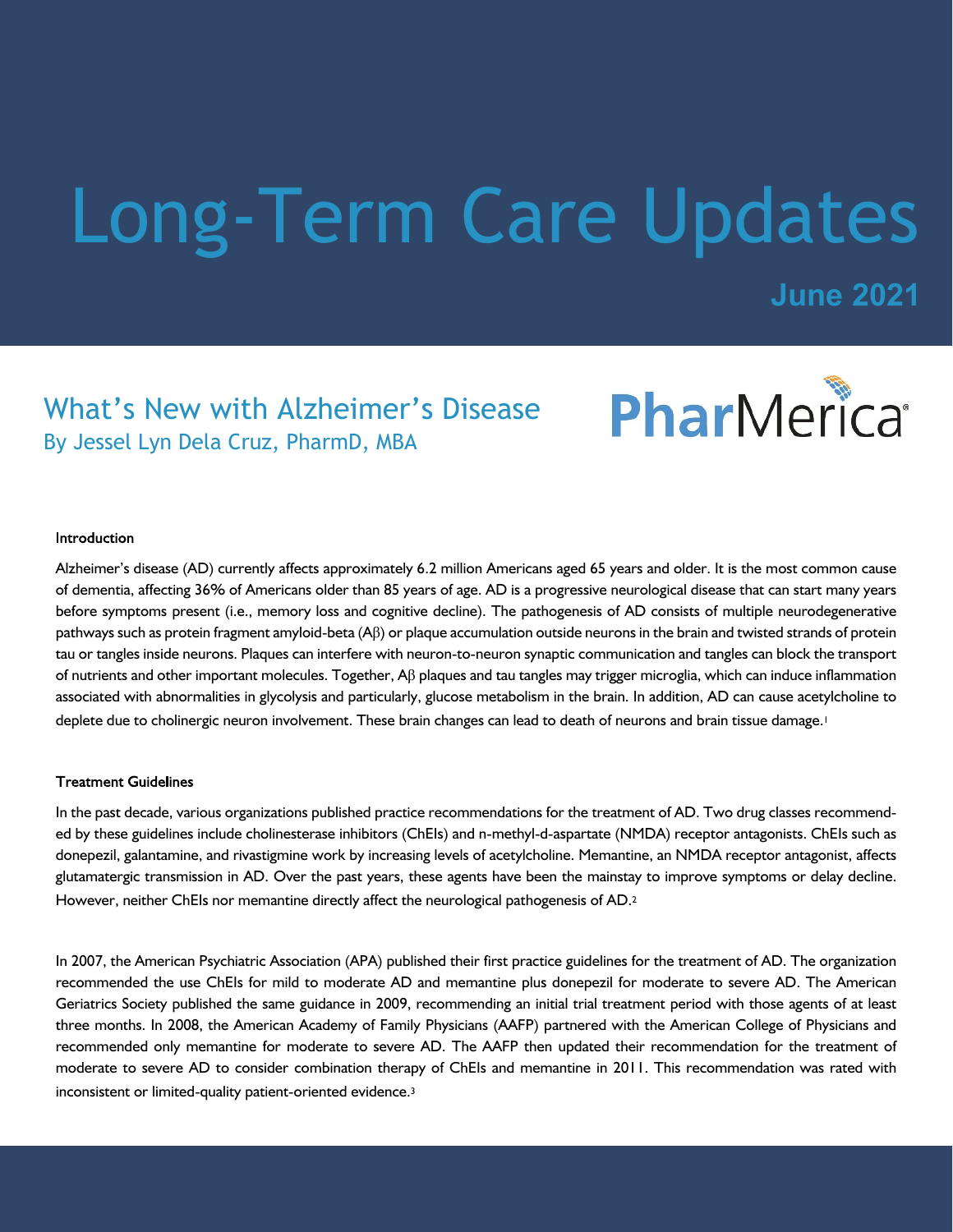# Long-Term Care Updates

**June 2021**

## What's New with Alzheimer's Disease

By Jessel Lyn Dela Cruz, PharmD, MBA

PharMerica

### Introduction

Alzheimer's disease (AD) currently affects approximately 6.2 million Americans aged 65 years and older. It is the most common cause of dementia, affecting 36% of Americans older than 85 years of age. AD is a progressive neurological disease that can start many years before symptoms present (i.e., memory loss and cognitive decline). The pathogenesis of AD consists of multiple neurodegenerative pathways such as protein fragment amyloid-beta (Aβ) or plaque accumulation outside neurons in the brain and twisted strands of protein tau or tangles inside neurons. Plaques can interfere with neuron-to-neuron synaptic communication and tangles can block the transport of nutrients and other important molecules. Together, Aβ plaques and tau tangles may trigger microglia, which can induce inflammation associated with abnormalities in glycolysis and particularly, glucose metabolism in the brain. In addition, AD can cause acetylcholine to deplete due to cholinergic neuron involvement. These brain changes can lead to death of neurons and brain tissue damage.[1]

### Treatment Guidelines

In the past decade, various organizations published practice recommendations for the treatment of AD. Two drug classes recommended by these guidelines include cholinesterase inhibitors (ChEIs) and n-methyl-d-aspartate (NMDA) receptor antagonists. ChEIs such as donepezil, galantamine, and rivastigmine work by increasing levels of acetylcholine. Memantine, an NMDA receptor antagonist, affects glutamatergic transmission in AD. Over the past years, these agents have been the mainstay to improve symptoms or delay decline. However, neither ChEIs nor memantine directly affect the neurological pathogenesis of AD.[2]

In 2007, the American Psychiatric Association (APA) published their first practice guidelines for the treatment of AD. The organization recommended the use ChEIs for mild to moderate AD and memantine plus donepezil for moderate to severe AD. The American Geriatrics Society published the same guidance in 2009, recommending an initial trial treatment period with those agents of at least three months. In 2008, the American Academy of Family Physicians (AAFP) partnered with the American College of Physicians and recommended only memantine for moderate to severe AD. The AAFP then updated their recommendation for the treatment of moderate to severe AD to consider combination therapy of ChEIs and memantine in 2011. This recommendation was rated with inconsistent or limited-quality patient-oriented evidence.[3]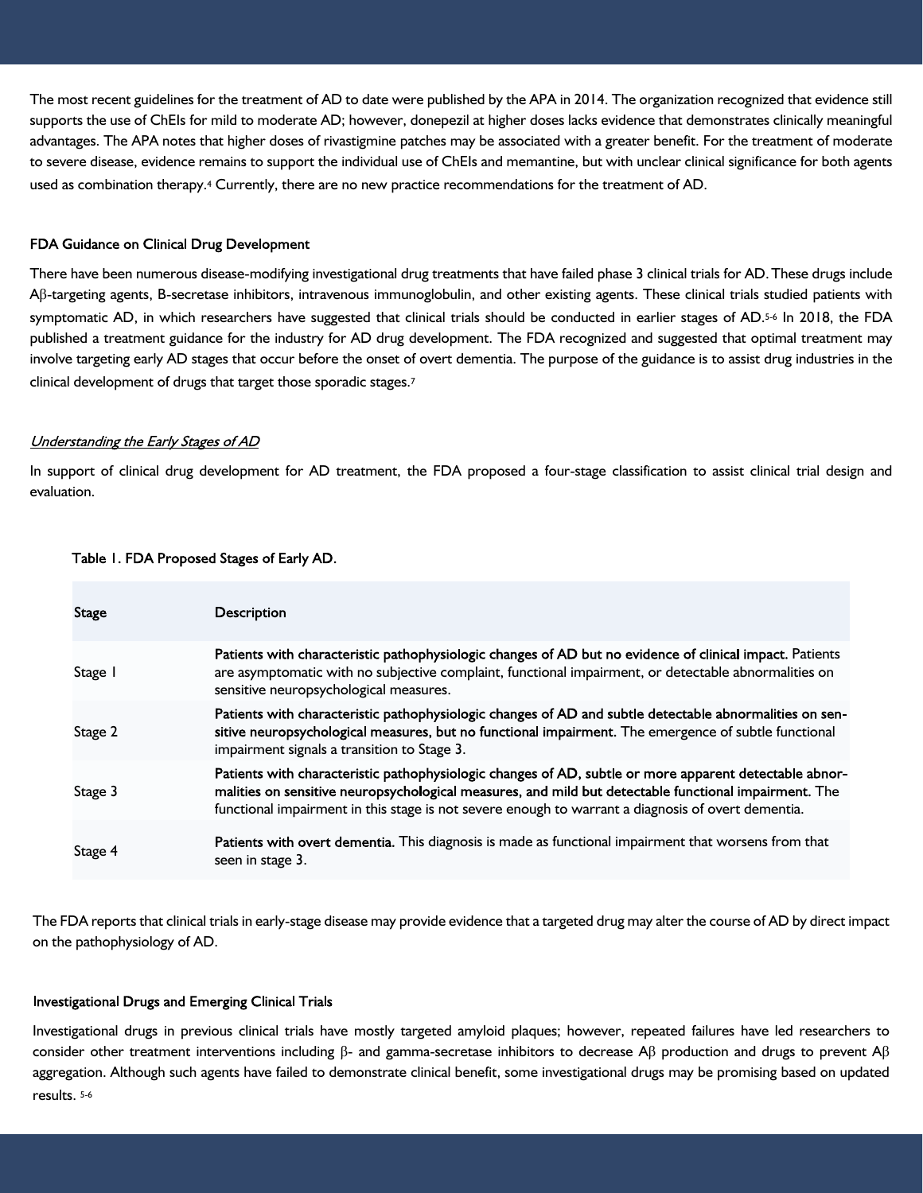The most recent guidelines for the treatment of AD to date were published by the APA in 2014. The organization recognized that evidence still supports the use of ChEIs for mild to moderate AD; however, donepezil at higher doses lacks evidence that demonstrates clinically meaningful advantages. The APA notes that higher doses of rivastigmine patches may be associated with a greater benefit. For the treatment of moderate to severe disease, evidence remains to support the individual use of ChEIs and memantine, but with unclear clinical significance for both agents used as combination therapy.[4] Currently, there are no new practice recommendations for the treatment of AD.

### FDA Guidance on Clinical Drug Development

There have been numerous disease-modifying investigational drug treatments that have failed phase 3 clinical trials for AD. These drugs include Aβ-targeting agents, B-secretase inhibitors, intravenous immunoglobulin, and other existing agents. These clinical trials studied patients with symptomatic AD, in which researchers have suggested that clinical trials should be conducted in earlier stages of AD.[5-6] In 2018, the FDA published a treatment guidance for the industry for AD drug development. The FDA recognized and suggested that optimal treatment may involve targeting early AD stages that occur before the onset of overt dementia. The purpose of the guidance is to assist drug industries in the clinical development of drugs that target those sporadic stages.[7]

#### *Understanding the Early Stages of AD*

In support of clinical drug development for AD treatment, the FDA proposed a four-stage classification to assist clinical trial design and evaluation.

Table 1. FDA Proposed Stages of Early AD.

| Stage | Description |
|---|---|
| Stage 1 | **Patients with characteristic pathophysiologic changes of AD but no evidence of clinical impact.** Patients are asymptomatic with no subjective complaint, functional impairment, or detectable abnormalities on sensitive neuropsychological measures. |
| Stage 2 | **Patients with characteristic pathophysiologic changes of AD and subtle detectable abnormalities on sensitive neuropsychological measures, but no functional impairment.** The emergence of subtle functional impairment signals a transition to Stage 3. |
| Stage 3 | **Patients with characteristic pathophysiologic changes of AD, subtle or more apparent detectable abnormalities on sensitive neuropsychological measures, and mild but detectable functional impairment.** The functional impairment in this stage is not severe enough to warrant a diagnosis of overt dementia. |
| Stage 4 | **Patients with overt dementia.** This diagnosis is made as functional impairment that worsens from that seen in stage 3. |

The FDA reports that clinical trials in early-stage disease may provide evidence that a targeted drug may alter the course of AD by direct impact on the pathophysiology of AD.

### Investigational Drugs and Emerging Clinical Trials

Investigational drugs in previous clinical trials have mostly targeted amyloid plaques; however, repeated failures have led researchers to consider other treatment interventions including β- and gamma-secretase inhibitors to decrease Aβ production and drugs to prevent Aβ aggregation. Although such agents have failed to demonstrate clinical benefit, some investigational drugs may be promising based on updated results.[5-6]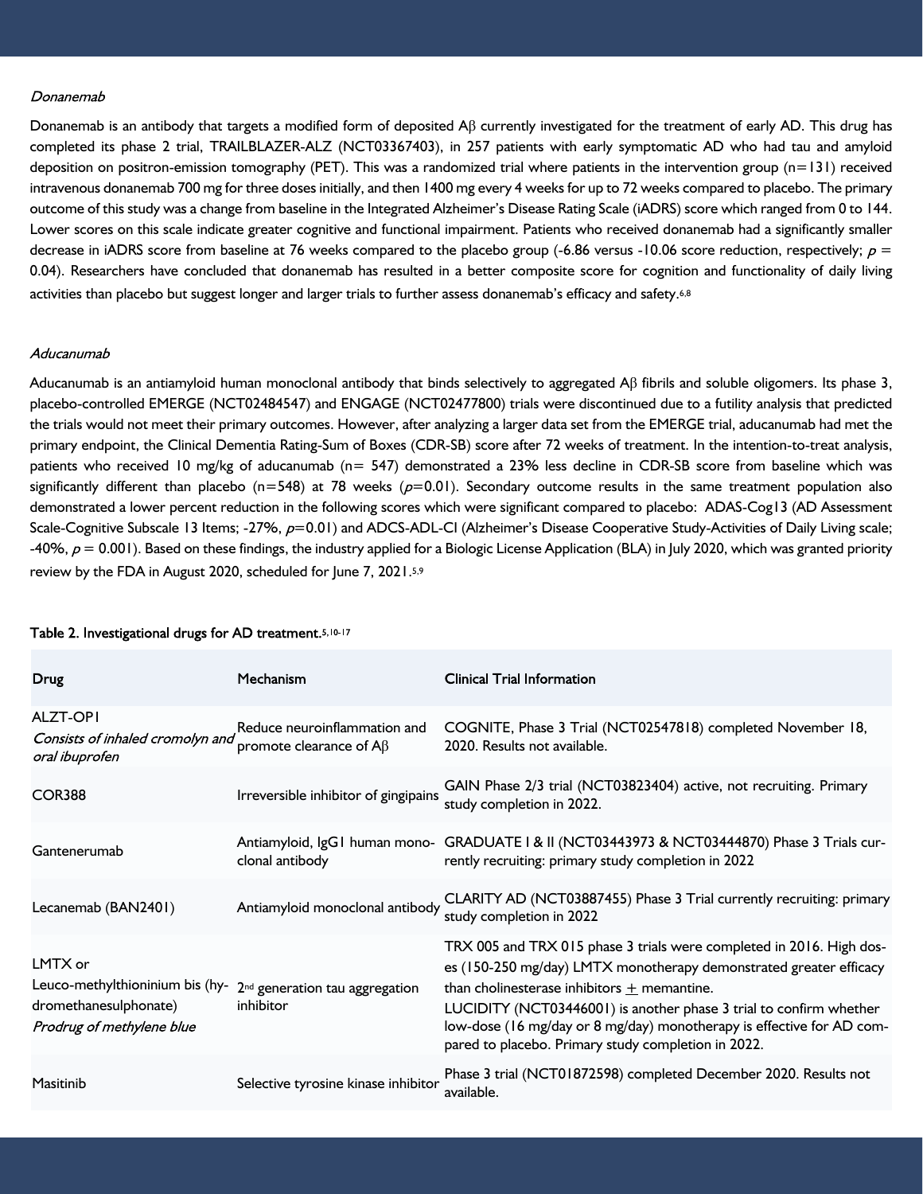*Donanemab*

Donanemab is an antibody that targets a modified form of deposited Aβ currently investigated for the treatment of early AD. This drug has completed its phase 2 trial, TRAILBLAZER-ALZ (NCT03367403), in 257 patients with early symptomatic AD who had tau and amyloid deposition on positron-emission tomography (PET). This was a randomized trial where patients in the intervention group (n=131) received intravenous donanemab 700 mg for three doses initially, and then 1400 mg every 4 weeks for up to 72 weeks compared to placebo. The primary outcome of this study was a change from baseline in the Integrated Alzheimer's Disease Rating Scale (iADRS) score which ranged from 0 to 144. Lower scores on this scale indicate greater cognitive and functional impairment. Patients who received donanemab had a significantly smaller decrease in iADRS score from baseline at 76 weeks compared to the placebo group (-6.86 versus -10.06 score reduction, respectively; $p = 0.04$). Researchers have concluded that donanemab has resulted in a better composite score for cognition and functionality of daily living activities than placebo but suggest longer and larger trials to further assess donanemab's efficacy and safety.[6,8]

*Aducanumab*

Aducanumab is an antiamyloid human monoclonal antibody that binds selectively to aggregated Aβ fibrils and soluble oligomers. Its phase 3, placebo-controlled EMERGE (NCT02484547) and ENGAGE (NCT02477800) trials were discontinued due to a futility analysis that predicted the trials would not meet their primary outcomes. However, after analyzing a larger data set from the EMERGE trial, aducanumab had met the primary endpoint, the Clinical Dementia Rating-Sum of Boxes (CDR-SB) score after 72 weeks of treatment. In the intention-to-treat analysis, patients who received 10 mg/kg of aducanumab (n= 547) demonstrated a 23% less decline in CDR-SB score from baseline which was significantly different than placebo (n=548) at 78 weeks ($p=0.01$). Secondary outcome results in the same treatment population also demonstrated a lower percent reduction in the following scores which were significant compared to placebo: ADAS-Cog13 (AD Assessment Scale-Cognitive Subscale 13 Items; -27%, $p=0.01$) and ADCS-ADL-CI (Alzheimer's Disease Cooperative Study-Activities of Daily Living scale; -40%, $p = 0.001$). Based on these findings, the industry applied for a Biologic License Application (BLA) in July 2020, which was granted priority review by the FDA in August 2020, scheduled for June 7, 2021.[5,9]

**Table 2.** Investigational drugs for AD treatment.[5,10-17]

| Drug | Mechanism | Clinical Trial Information |
| --- | --- | --- |
| ALZT-OP1 *Consists of inhaled cromolyn and oral ibuprofen* | Reduce neuroinflammation and promote clearance of Aβ | COGNITE, Phase 3 Trial (NCT02547818) completed November 18, 2020. Results not available. |
| COR388 | Irreversible inhibitor of gingipains | GAIN Phase 2/3 trial (NCT03823404) active, not recruiting. Primary study completion in 2022. |
| Gantenerumab | Antiamyloid, IgG1 human monoclonal antibody | GRADUATE I & II (NCT03443973 & NCT03444870) Phase 3 Trials currently recruiting: primary study completion in 2022 |
| Lecanemab (BAN2401) | Antiamyloid monoclonal antibody | CLARITY AD (NCT03887455) Phase 3 Trial currently recruiting: primary study completion in 2022 |
| LMTX or Leuco-methylthioninium bis (hydromethanesulphonate) *Prodrug of methylene blue* | 2nd generation tau aggregation inhibitor | TRX 005 and TRX 015 phase 3 trials were completed in 2016. High doses (150-250 mg/day) LMTX monotherapy demonstrated greater efficacy than cholinesterase inhibitors ± memantine. LUCIDITY (NCT03446001) is another phase 3 trial to confirm whether low-dose (16 mg/day or 8 mg/day) monotherapy is effective for AD compared to placebo. Primary study completion in 2022. |
| Masitinib | Selective tyrosine kinase inhibitor | Phase 3 trial (NCT01872598) completed December 2020. Results not available. |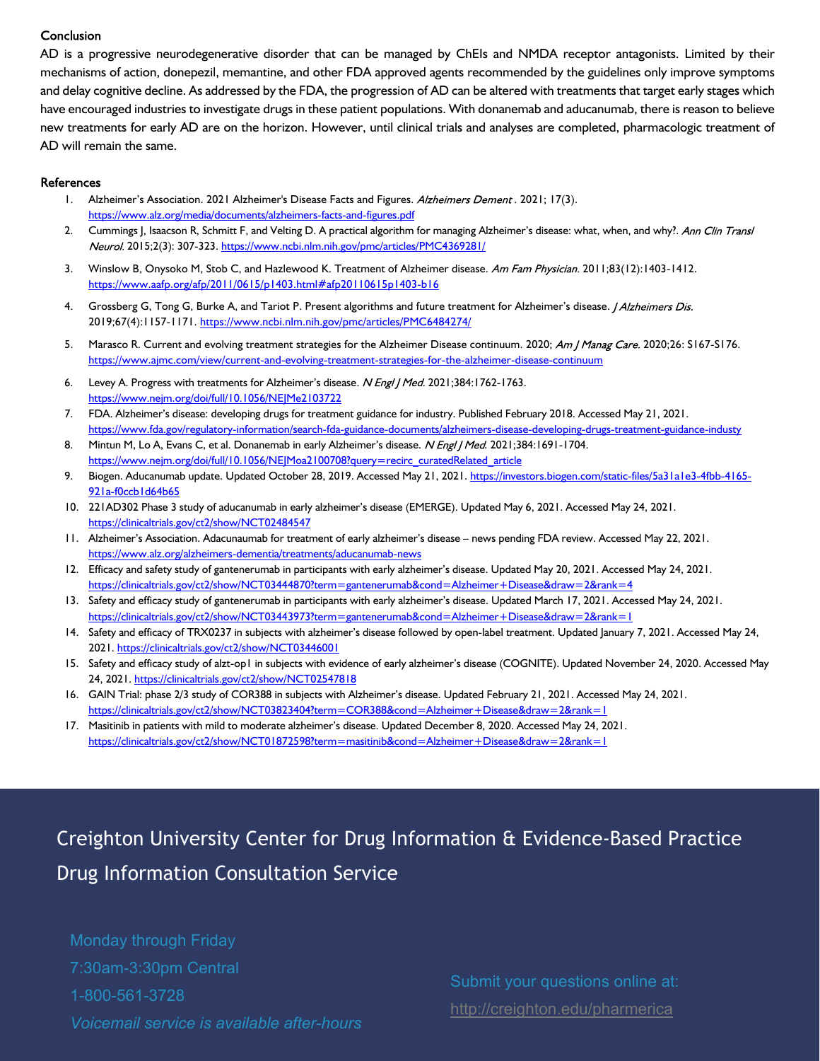## Conclusion

AD is a progressive neurodegenerative disorder that can be managed by ChEIs and NMDA receptor antagonists. Limited by their mechanisms of action, donepezil, memantine, and other FDA approved agents recommended by the guidelines only improve symptoms and delay cognitive decline. As addressed by the FDA, the progression of AD can be altered with treatments that target early stages which have encouraged industries to investigate drugs in these patient populations. With donanemab and aducanumab, there is reason to believe new treatments for early AD are on the horizon. However, until clinical trials and analyses are completed, pharmacologic treatment of AD will remain the same.

## References

1. Alzheimer's Association. 2021 Alzheimer's Disease Facts and Figures. *Alzheimers Dement* . 2021; 17(3). https://www.alz.org/media/documents/alzheimers-facts-and-figures.pdf
2. Cummings J, Isaacson R, Schmitt F, and Velting D. A practical algorithm for managing Alzheimer's disease: what, when, and why?. *Ann Clin Transl Neurol.* 2015;2(3): 307-323. https://www.ncbi.nlm.nih.gov/pmc/articles/PMC4369281/
3. Winslow B, Onysoko M, Stob C, and Hazlewood K. Treatment of Alzheimer disease. *Am Fam Physician.* 2011;83(12):1403-1412. https://www.aafp.org/afp/2011/0615/p1403.html#afp20110615p1403-b16
4. Grossberg G, Tong G, Burke A, and Tariot P. Present algorithms and future treatment for Alzheimer's disease. *J Alzheimers Dis.* 2019;67(4):1157-1171. https://www.ncbi.nlm.nih.gov/pmc/articles/PMC6484274/
5. Marasco R. Current and evolving treatment strategies for the Alzheimer Disease continuum. 2020; *Am J Manag Care.* 2020;26: S167-S176. https://www.ajmc.com/view/current-and-evolving-treatment-strategies-for-the-alzheimer-disease-continuum
6. Levey A. Progress with treatments for Alzheimer's disease. *N Engl J Med.* 2021;384:1762-1763. https://www.nejm.org/doi/full/10.1056/NEJMe2103722
7. FDA. Alzheimer's disease: developing drugs for treatment guidance for industry. Published February 2018. Accessed May 21, 2021. https://www.fda.gov/regulatory-information/search-fda-guidance-documents/alzheimers-disease-developing-drugs-treatment-guidance-industy
8. Mintun M, Lo A, Evans C, et al. Donanemab in early Alzheimer's disease. *N Engl J Med.* 2021;384:1691-1704. https://www.nejm.org/doi/full/10.1056/NEJMoa2100708?query=recirc_curatedRelated_article
9. Biogen. Aducanumab update. Updated October 28, 2019. Accessed May 21, 2021. https://investors.biogen.com/static-files/5a31a1e3-4fbb-4165-921a-f0ccb1d64b65
10. 221AD302 Phase 3 study of aducanumab in early alzheimer's disease (EMERGE). Updated May 6, 2021. Accessed May 24, 2021. https://clinicaltrials.gov/ct2/show/NCT02484547
11. Alzheimer's Association. Adacunaumab for treatment of early alzheimer's disease – news pending FDA review. Accessed May 22, 2021. https://www.alz.org/alzheimers-dementia/treatments/aducanumab-news
12. Efficacy and safety study of gantenerumab in participants with early alzheimer's disease. Updated May 20, 2021. Accessed May 24, 2021. https://clinicaltrials.gov/ct2/show/NCT03444870?term=gantenerumab&cond=Alzheimer+Disease&draw=2&rank=4
13. Safety and efficacy study of gantenerumab in participants with early alzheimer's disease. Updated March 17, 2021. Accessed May 24, 2021. https://clinicaltrials.gov/ct2/show/NCT03443973?term=gantenerumab&cond=Alzheimer+Disease&draw=2&rank=1
14. Safety and efficacy of TRX0237 in subjects with alzheimer's disease followed by open-label treatment. Updated January 7, 2021. Accessed May 24, 2021. https://clinicaltrials.gov/ct2/show/NCT03446001
15. Safety and efficacy study of alzt-op1 in subjects with evidence of early alzheimer's disease (COGNITE). Updated November 24, 2020. Accessed May 24, 2021. https://clinicaltrials.gov/ct2/show/NCT02547818
16. GAIN Trial: phase 2/3 study of COR388 in subjects with Alzheimer's disease. Updated February 21, 2021. Accessed May 24, 2021. https://clinicaltrials.gov/ct2/show/NCT03823404?term=COR388&cond=Alzheimer+Disease&draw=2&rank=1
17. Masitinib in patients with mild to moderate alzheimer's disease. Updated December 8, 2020. Accessed May 24, 2021. https://clinicaltrials.gov/ct2/show/NCT01872598?term=masitinib&cond=Alzheimer+Disease&draw=2&rank=1

Creighton University Center for Drug Information & Evidence-Based Practice

Drug Information Consultation Service

Monday through Friday

7:30am-3:30pm Central

1-800-561-3728

*Voicemail service is available after-hours*

Submit your questions online at:

http://creighton.edu/pharmerica